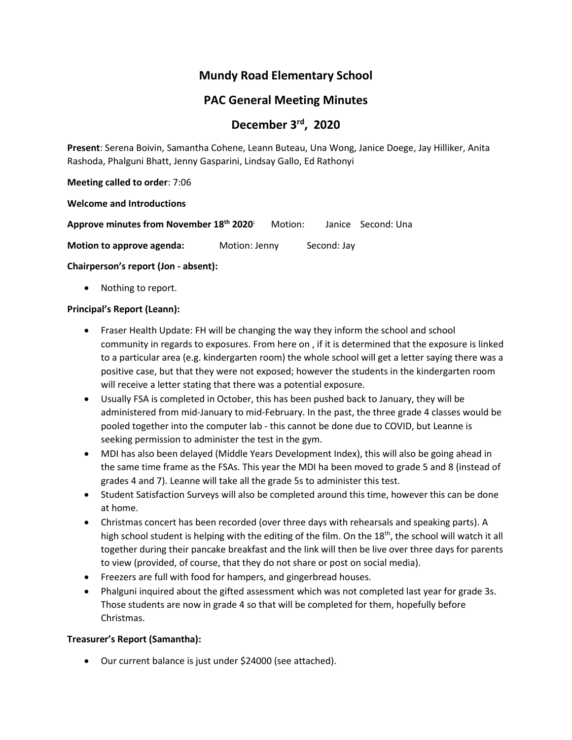# Mundy Road Elementary School

## PAC General Meeting Minutes

## December 3rd, 2020

**Present**: Serena Boivin, Samantha Cohene, Leann Buteau, Una Wong, Janice Doege, Jay Hilliker, Anita Rashoda, Phalguni Bhatt, Jenny Gasparini, Lindsay Gallo, Ed Rathonyi

**Meeting called to order**: 7:06

**Welcome and Introductions**

**Approve minutes from November 18th 2020**: Motion: Janice Second: Una

**Motion to approve agenda:** Motion: Jenny Second: Jay

**Chairperson's report (Jon - absent):**

- Nothing to report.

**Principal's Report (Leann):**

- Fraser Health Update: FH will be changing the way they inform the school and school community in regards to exposures. From here on , if it is determined that the exposure is linked to a particular area (e.g. kindergarten room) the whole school will get a letter saying there was a positive case, but that they were not exposed; however the students in the kindergarten room will receive a letter stating that there was a potential exposure.
- Usually FSA is completed in October, this has been pushed back to January, they will be administered from mid-January to mid-February. In the past, the three grade 4 classes would be pooled together into the computer lab - this cannot be done due to COVID, but Leanne is seeking permission to administer the test in the gym.
- MDI has also been delayed (Middle Years Development Index), this will also be going ahead in the same time frame as the FSAs. This year the MDI ha been moved to grade 5 and 8 (instead of grades 4 and 7). Leanne will take all the grade 5s to administer this test.
- Student Satisfaction Surveys will also be completed around this time, however this can be done at home.
- Christmas concert has been recorded (over three days with rehearsals and speaking parts). A high school student is helping with the editing of the film. On the 18th, the school will watch it all together during their pancake breakfast and the link will then be live over three days for parents to view (provided, of course, that they do not share or post on social media).
- Freezers are full with food for hampers, and gingerbread houses.
- Phalguni inquired about the gifted assessment which was not completed last year for grade 3s. Those students are now in grade 4 so that will be completed for them, hopefully before Christmas.

**Treasurer's Report (Samantha):**

- Our current balance is just under $24000 (see attached).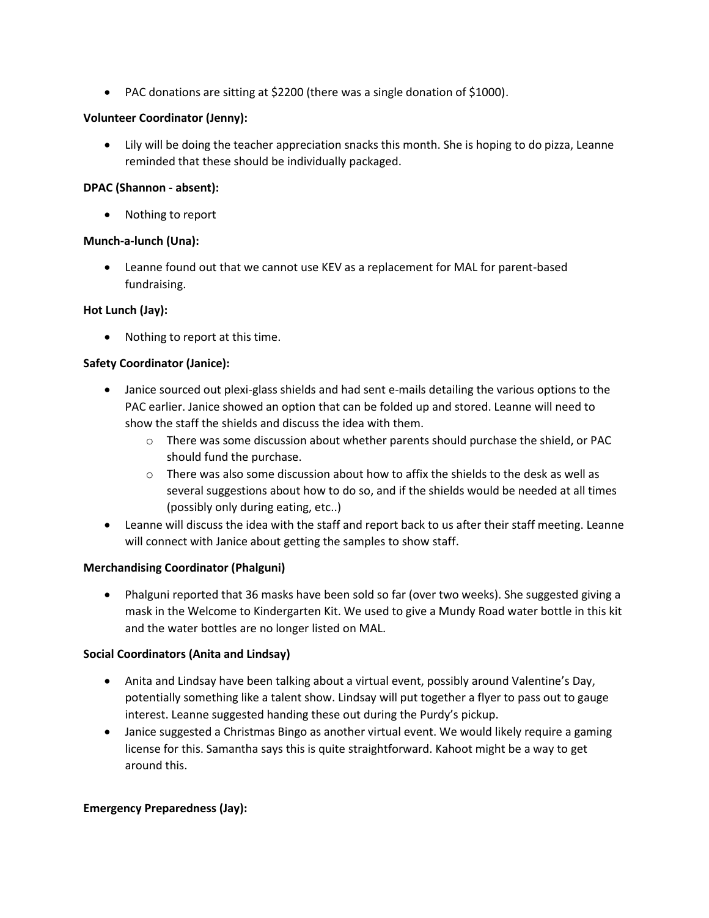- PAC donations are sitting at $2200 (there was a single donation of $1000).

**Volunteer Coordinator (Jenny):**

- Lily will be doing the teacher appreciation snacks this month. She is hoping to do pizza, Leanne reminded that these should be individually packaged.

**DPAC (Shannon - absent):**

- Nothing to report

**Munch-a-lunch (Una):**

- Leanne found out that we cannot use KEV as a replacement for MAL for parent-based fundraising.

**Hot Lunch (Jay):**

- Nothing to report at this time.

**Safety Coordinator (Janice):**

- Janice sourced out plexi-glass shields and had sent e-mails detailing the various options to the PAC earlier. Janice showed an option that can be folded up and stored. Leanne will need to show the staff the shields and discuss the idea with them.
  - There was some discussion about whether parents should purchase the shield, or PAC should fund the purchase.
  - There was also some discussion about how to affix the shields to the desk as well as several suggestions about how to do so, and if the shields would be needed at all times (possibly only during eating, etc..)
- Leanne will discuss the idea with the staff and report back to us after their staff meeting. Leanne will connect with Janice about getting the samples to show staff.

**Merchandising Coordinator (Phalguni)**

- Phalguni reported that 36 masks have been sold so far (over two weeks). She suggested giving a mask in the Welcome to Kindergarten Kit. We used to give a Mundy Road water bottle in this kit and the water bottles are no longer listed on MAL.

**Social Coordinators (Anita and Lindsay)**

- Anita and Lindsay have been talking about a virtual event, possibly around Valentine's Day, potentially something like a talent show. Lindsay will put together a flyer to pass out to gauge interest. Leanne suggested handing these out during the Purdy's pickup.
- Janice suggested a Christmas Bingo as another virtual event. We would likely require a gaming license for this. Samantha says this is quite straightforward. Kahoot might be a way to get around this.

**Emergency Preparedness (Jay):**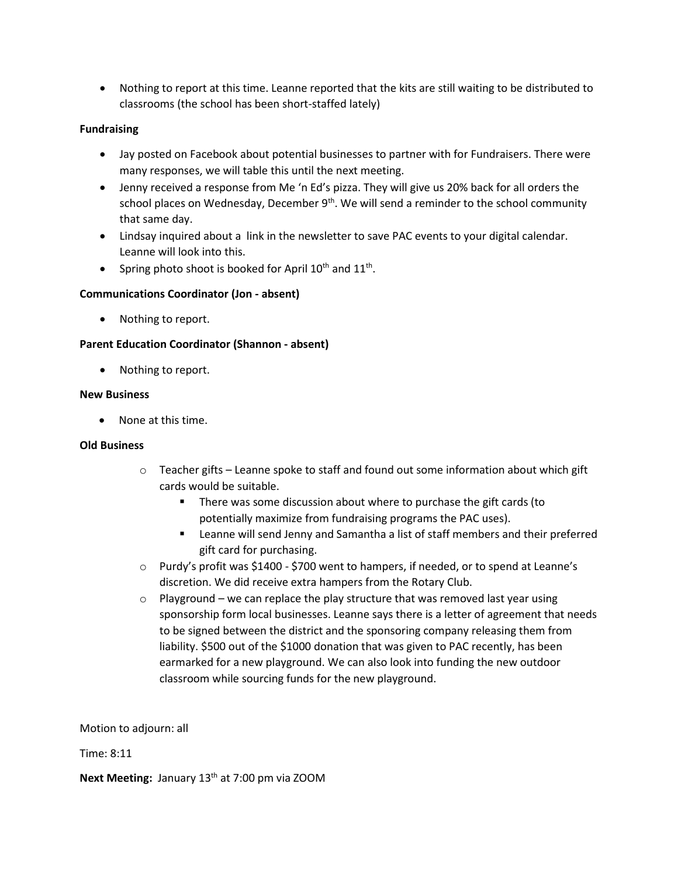- Nothing to report at this time. Leanne reported that the kits are still waiting to be distributed to classrooms (the school has been short-staffed lately)

**Fundraising**

- Jay posted on Facebook about potential businesses to partner with for Fundraisers. There were many responses, we will table this until the next meeting.
- Jenny received a response from Me 'n Ed's pizza. They will give us 20% back for all orders the school places on Wednesday, December 9th. We will send a reminder to the school community that same day.
- Lindsay inquired about a link in the newsletter to save PAC events to your digital calendar. Leanne will look into this.
- Spring photo shoot is booked for April 10th and 11th.

**Communications Coordinator (Jon - absent)**

- Nothing to report.

**Parent Education Coordinator (Shannon - absent)**

- Nothing to report.

**New Business**

- None at this time.

**Old Business**

- Teacher gifts – Leanne spoke to staff and found out some information about which gift cards would be suitable.
  - There was some discussion about where to purchase the gift cards (to potentially maximize from fundraising programs the PAC uses).
  - Leanne will send Jenny and Samantha a list of staff members and their preferred gift card for purchasing.
- Purdy's profit was $1400 - $700 went to hampers, if needed, or to spend at Leanne's discretion. We did receive extra hampers from the Rotary Club.
- Playground – we can replace the play structure that was removed last year using sponsorship form local businesses. Leanne says there is a letter of agreement that needs to be signed between the district and the sponsoring company releasing them from liability. $500 out of the $1000 donation that was given to PAC recently, has been earmarked for a new playground. We can also look into funding the new outdoor classroom while sourcing funds for the new playground.

Motion to adjourn: all

Time: 8:11

**Next Meeting:** January 13th at 7:00 pm via ZOOM